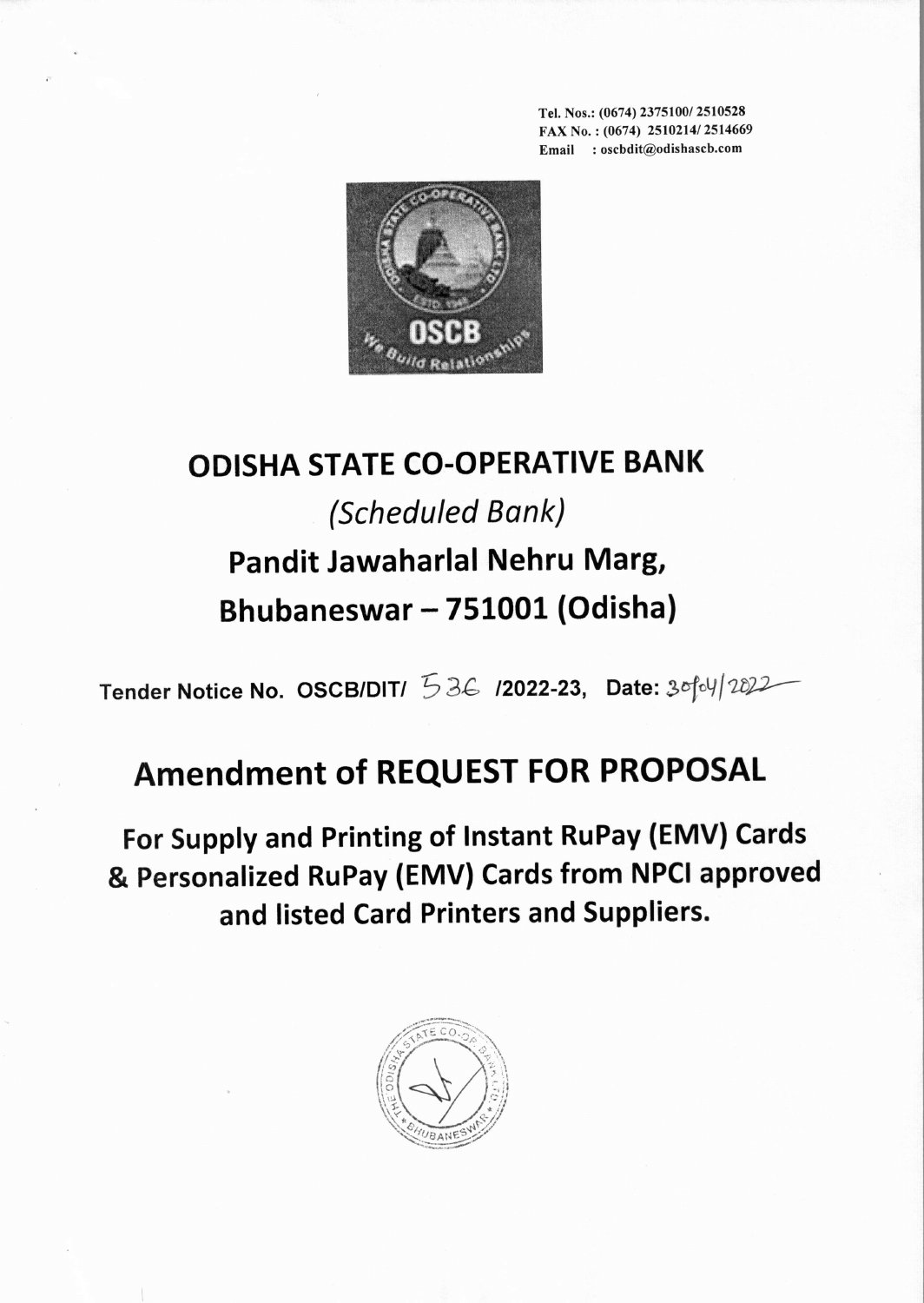Tel. Nos.: (0674) 2375100/ 2510528
FAX No. : (0674) 2510214/ 2514669
Email : oscbdit@odishascb.com

# ODISHA STATE CO-OPERATIVE BANK

*(Scheduled Bank)*

## Pandit Jawaharlal Nehru Marg, Bhubaneswar – 751001 (Odisha)

**Tender Notice No. OSCB/DIT/ 536 /2022-23, Date: 30/04/2022**

# Amendment of REQUEST FOR PROPOSAL

## For Supply and Printing of Instant RuPay (EMV) Cards & Personalized RuPay (EMV) Cards from NPCI approved and listed Card Printers and Suppliers.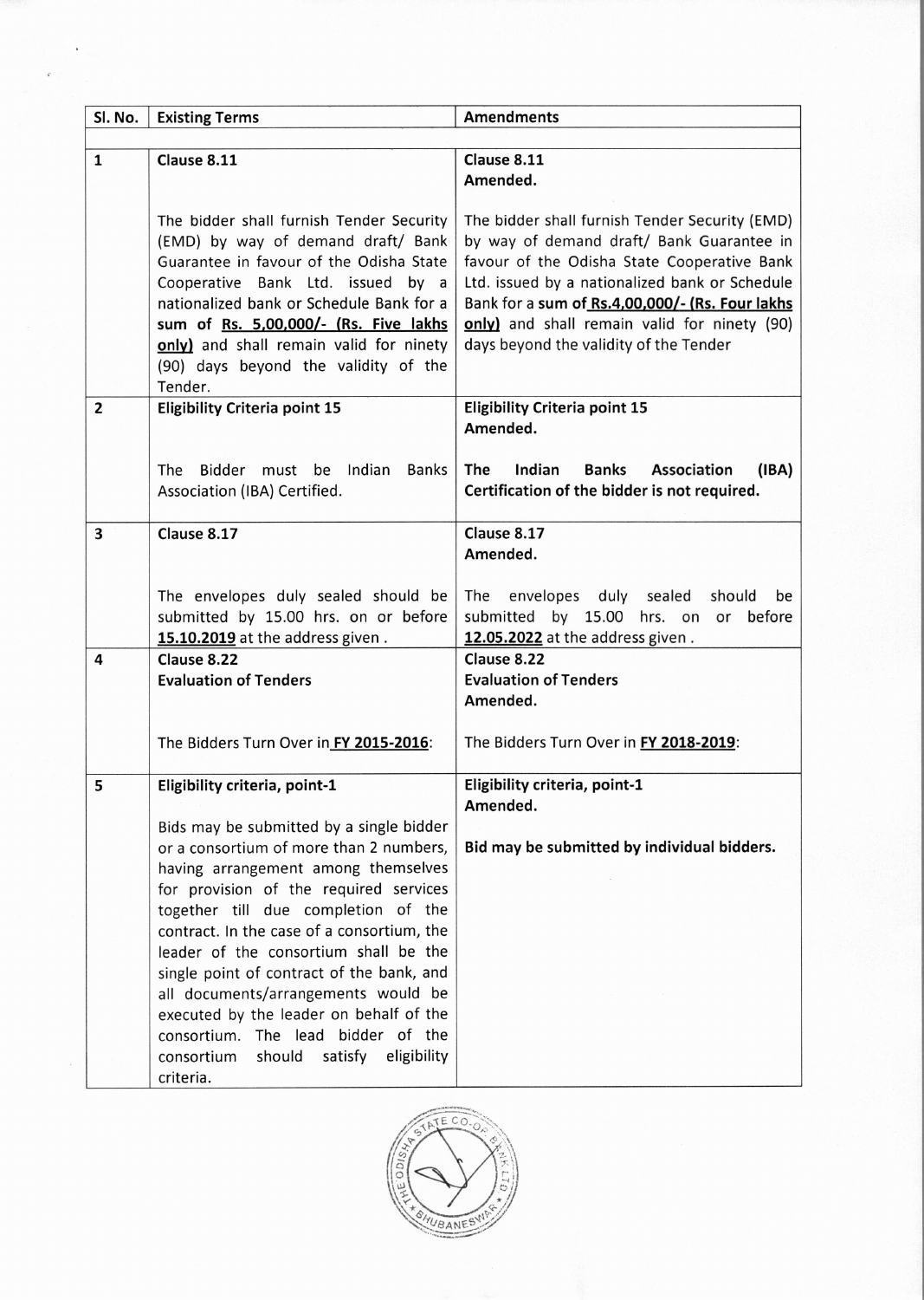| Sl. No. | Existing Terms | Amendments |
|---|---|---|
| | | |
| 1 | **Clause 8.11**<br><br>The bidder shall furnish Tender Security (EMD) by way of demand draft/ Bank Guarantee in favour of the Odisha State Cooperative Bank Ltd. issued by a nationalized bank or Schedule Bank for a **sum of <u>Rs. 5,00,000/- (Rs. Five lakhs only)</u>** and shall remain valid for ninety (90) days beyond the validity of the Tender. | **Clause 8.11**<br>**Amended.**<br><br>The bidder shall furnish Tender Security (EMD) by way of demand draft/ Bank Guarantee in favour of the Odisha State Cooperative Bank Ltd. issued by a nationalized bank or Schedule Bank for a **sum of <u>Rs.4,00,000/- (Rs. Four lakhs only)</u>** and shall remain valid for ninety (90) days beyond the validity of the Tender |
| 2 | **Eligibility Criteria point 15**<br><br>The Bidder must be Indian Banks Association (IBA) Certified. | **Eligibility Criteria point 15**<br>**Amended.**<br><br>**The Indian Banks Association (IBA) Certification of the bidder is not required.** |
| 3 | **Clause 8.17**<br><br>The envelopes duly sealed should be submitted by 15.00 hrs. on or before **<u>15.10.2019</u>** at the address given . | **Clause 8.17**<br>**Amended.**<br><br>The envelopes duly sealed should be submitted by 15.00 hrs. on or before **<u>12.05.2022</u>** at the address given . |
| 4 | **Clause 8.22**<br>**Evaluation of Tenders**<br><br>The Bidders Turn Over in **<u>FY 2015-2016</u>**: | **Clause 8.22**<br>**Evaluation of Tenders**<br>**Amended.**<br><br>The Bidders Turn Over in **<u>FY 2018-2019</u>**: |
| 5 | **Eligibility criteria, point-1**<br><br>Bids may be submitted by a single bidder or a consortium of more than 2 numbers, having arrangement among themselves for provision of the required services together till due completion of the contract. In the case of a consortium, the leader of the consortium shall be the single point of contract of the bank, and all documents/arrangements would be executed by the leader on behalf of the consortium. The lead bidder of the consortium should satisfy eligibility criteria. | **Eligibility criteria, point-1**<br>**Amended.**<br><br>**Bid may be submitted by individual bidders.** |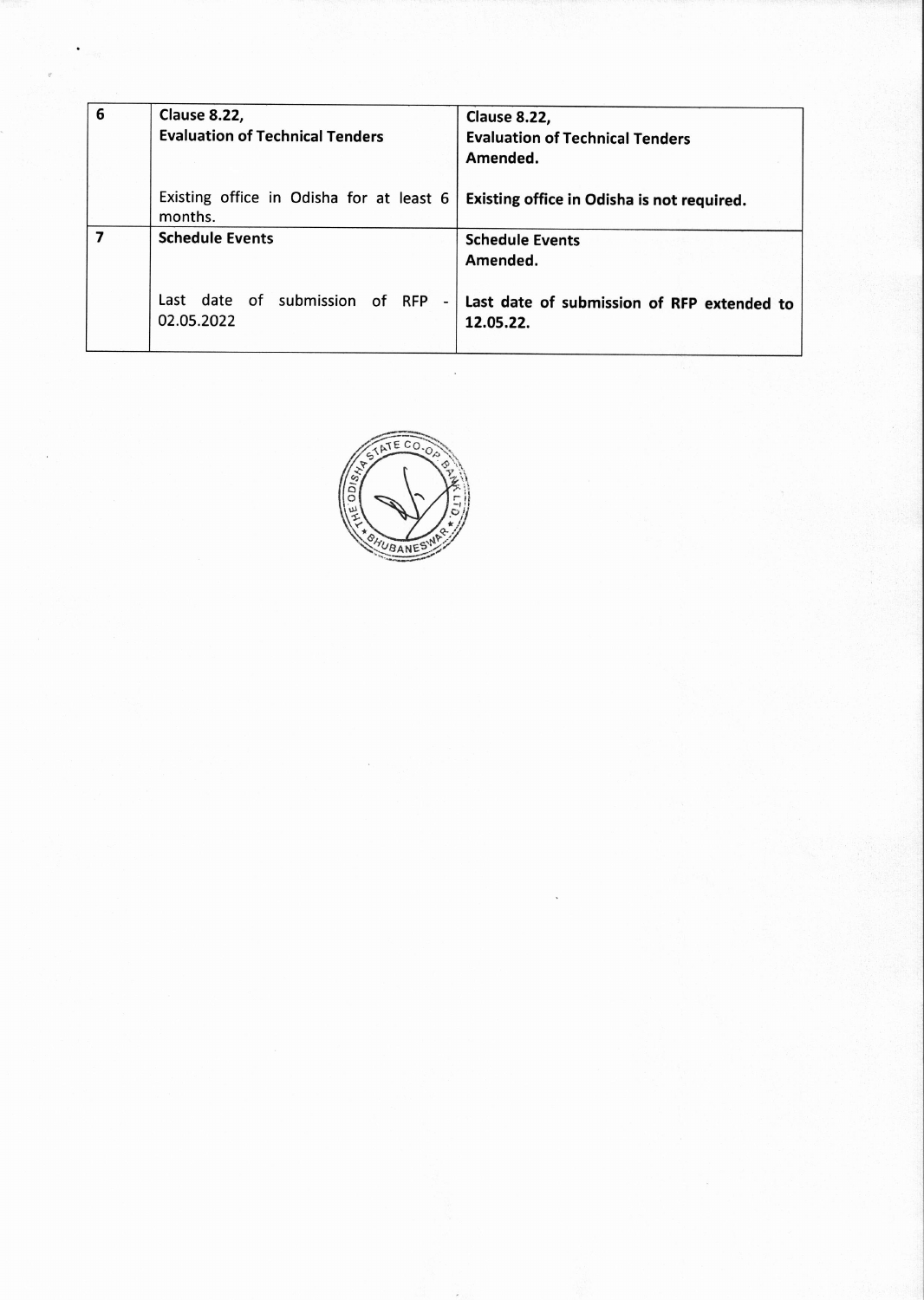| | | |
|---|---|---|
| 6 | **Clause 8.22,**<br>**Evaluation of Technical Tenders**<br><br>Existing office in Odisha for at least 6 months. | **Clause 8.22,**<br>**Evaluation of Technical Tenders**<br>**Amended.**<br><br>**Existing office in Odisha is not required.** |
| 7 | **Schedule Events**<br><br>Last date of submission of RFP - 02.05.2022 | **Schedule Events**<br>**Amended.**<br><br>**Last date of submission of RFP extended to 12.05.22.** |

THE ODISHA STATE CO-OP BANK LTD. * BHUBANESWAR *